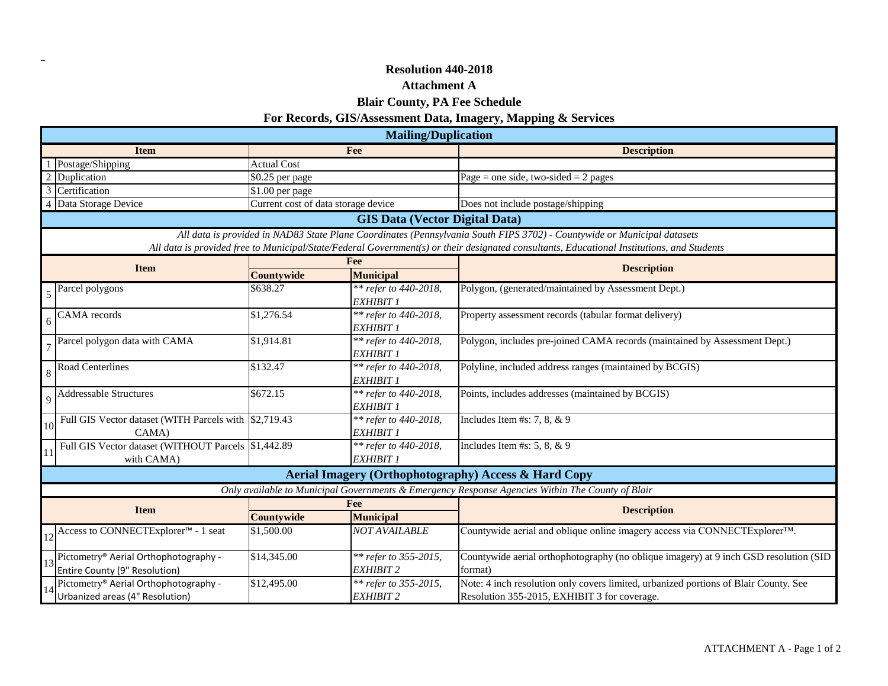# Resolution 440-2018

## Attachment A

## Blair County, PA Fee Schedule

## For Records, GIS/Assessment Data, Imagery, Mapping & Services

### Mailing/Duplication

| | Item | Fee | Description |
|---|---|---|---|
| 1 | Postage/Shipping | Actual Cost | |
| 2 | Duplication | $0.25 per page | Page = one side, two-sided = 2 pages |
| 3 | Certification | $1.00 per page | |
| 4 | Data Storage Device | Current cost of data storage device | Does not include postage/shipping |

### GIS Data (Vector Digital Data)

*All data is provided in NAD83 State Plane Coordinates (Pennsylvania South FIPS 3702) - Countywide or Municipal datasets*

*All data is provided free to Municipal/State/Federal Government(s) or their designated consultants, Educational Institutions, and Students*

| | Item | Fee | | Description |
|---|---|---|---|---|
| | | Countywide | Municipal | |
| 5 | Parcel polygons | $638.27 | *** refer to 440-2018, EXHIBIT 1* | Polygon, (generated/maintained by Assessment Dept.) |
| 6 | CAMA records | $1,276.54 | *** refer to 440-2018, EXHIBIT 1* | Property assessment records (tabular format delivery) |
| 7 | Parcel polygon data with CAMA | $1,914.81 | *** refer to 440-2018, EXHIBIT 1* | Polygon, includes pre-joined CAMA records (maintained by Assessment Dept.) |
| 8 | Road Centerlines | $132.47 | *** refer to 440-2018, EXHIBIT 1* | Polyline, included address ranges (maintained by BCGIS) |
| 9 | Addressable Structures | $672.15 | *** refer to 440-2018, EXHIBIT 1* | Points, includes addresses (maintained by BCGIS) |
| 10 | Full GIS Vector dataset (WITH Parcels with CAMA) | $2,719.43 | *** refer to 440-2018, EXHIBIT 1* | Includes Item #s: 7, 8, & 9 |
| 11 | Full GIS Vector dataset (WITHOUT Parcels with CAMA) | $1,442.89 | *** refer to 440-2018, EXHIBIT 1* | Includes Item #s: 5, 8, & 9 |

### Aerial Imagery (Orthophotography) Access & Hard Copy

*Only available to Municipal Governments & Emergency Response Agencies Within The County of Blair*

| | Item | Fee | | Description |
|---|---|---|---|---|
| | | Countywide | Municipal | |
| 12 | Access to CONNECTExplorer™ - 1 seat | $1,500.00 | *NOT AVAILABLE* | Countywide aerial and oblique online imagery access via CONNECTExplorer™. |
| 13 | Pictometry® Aerial Orthophotography - Entire County (9" Resolution) | $14,345.00 | *** refer to 355-2015, EXHIBIT 2* | Countywide aerial orthophotography (no oblique imagery) at 9 inch GSD resolution (SID format) |
| 14 | Pictometry® Aerial Orthophotography - Urbanized areas (4" Resolution) | $12,495.00 | *** refer to 355-2015, EXHIBIT 2* | Note: 4 inch resolution only covers limited, urbanized portions of Blair County. See Resolution 355-2015, EXHIBIT 3 for coverage. |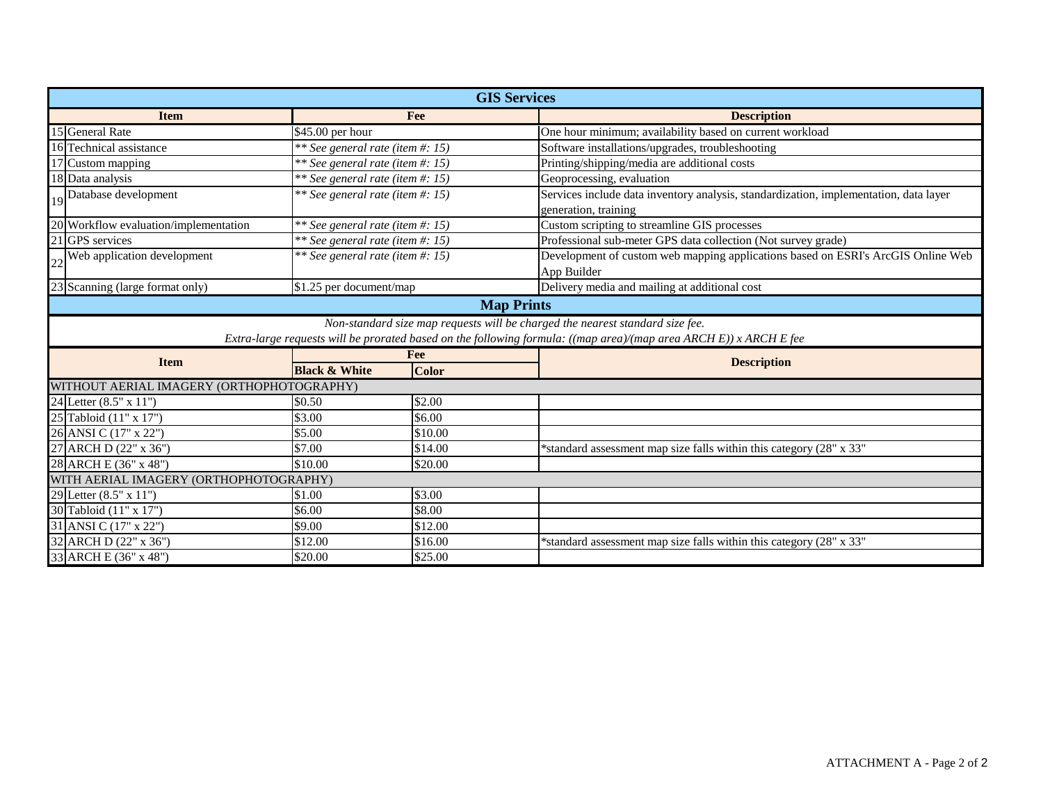## GIS Services

| # | Item | Fee | Description |
|---|---|---|---|
| 15 | General Rate | $45.00 per hour | One hour minimum; availability based on current workload |
| 16 | Technical assistance | *** See general rate (item #: 15)* | Software installations/upgrades, troubleshooting |
| 17 | Custom mapping | *** See general rate (item #: 15)* | Printing/shipping/media are additional costs |
| 18 | Data analysis | *** See general rate (item #: 15)* | Geoprocessing, evaluation |
| 19 | Database development | *** See general rate (item #: 15)* | Services include data inventory analysis, standardization, implementation, data layer generation, training |
| 20 | Workflow evaluation/implementation | *** See general rate (item #: 15)* | Custom scripting to streamline GIS processes |
| 21 | GPS services | *** See general rate (item #: 15)* | Professional sub-meter GPS data collection (Not survey grade) |
| 22 | Web application development | *** See general rate (item #: 15)* | Development of custom web mapping applications based on ESRI's ArcGIS Online Web App Builder |
| 23 | Scanning (large format only) | $1.25 per document/map | Delivery media and mailing at additional cost |

## Map Prints

*Non-standard size map requests will be charged the nearest standard size fee.*

*Extra-large requests will be prorated based on the following formula: ((map area)/(map area ARCH E)) x ARCH E fee*

| # | Item | Fee | | Description |
|---|---|---|---|---|
| | | **Black & White** | **Color** | |
| | WITHOUT AERIAL IMAGERY (ORTHOPHOTOGRAPHY) | | | |
| 24 | Letter (8.5" x 11") | $0.50 | $2.00 | |
| 25 | Tabloid (11" x 17") | $3.00 | $6.00 | |
| 26 | ANSI C (17" x 22") | $5.00 | $10.00 | |
| 27 | ARCH D (22" x 36") | $7.00 | $14.00 | *standard assessment map size falls within this category (28" x 33" |
| 28 | ARCH E (36" x 48") | $10.00 | $20.00 | |
| | WITH AERIAL IMAGERY (ORTHOPHOTOGRAPHY) | | | |
| 29 | Letter (8.5" x 11") | $1.00 | $3.00 | |
| 30 | Tabloid (11" x 17") | $6.00 | $8.00 | |
| 31 | ANSI C (17" x 22") | $9.00 | $12.00 | |
| 32 | ARCH D (22" x 36") | $12.00 | $16.00 | *standard assessment map size falls within this category (28" x 33" |
| 33 | ARCH E (36" x 48") | $20.00 | $25.00 | |

ATTACHMENT A - Page 2 of 2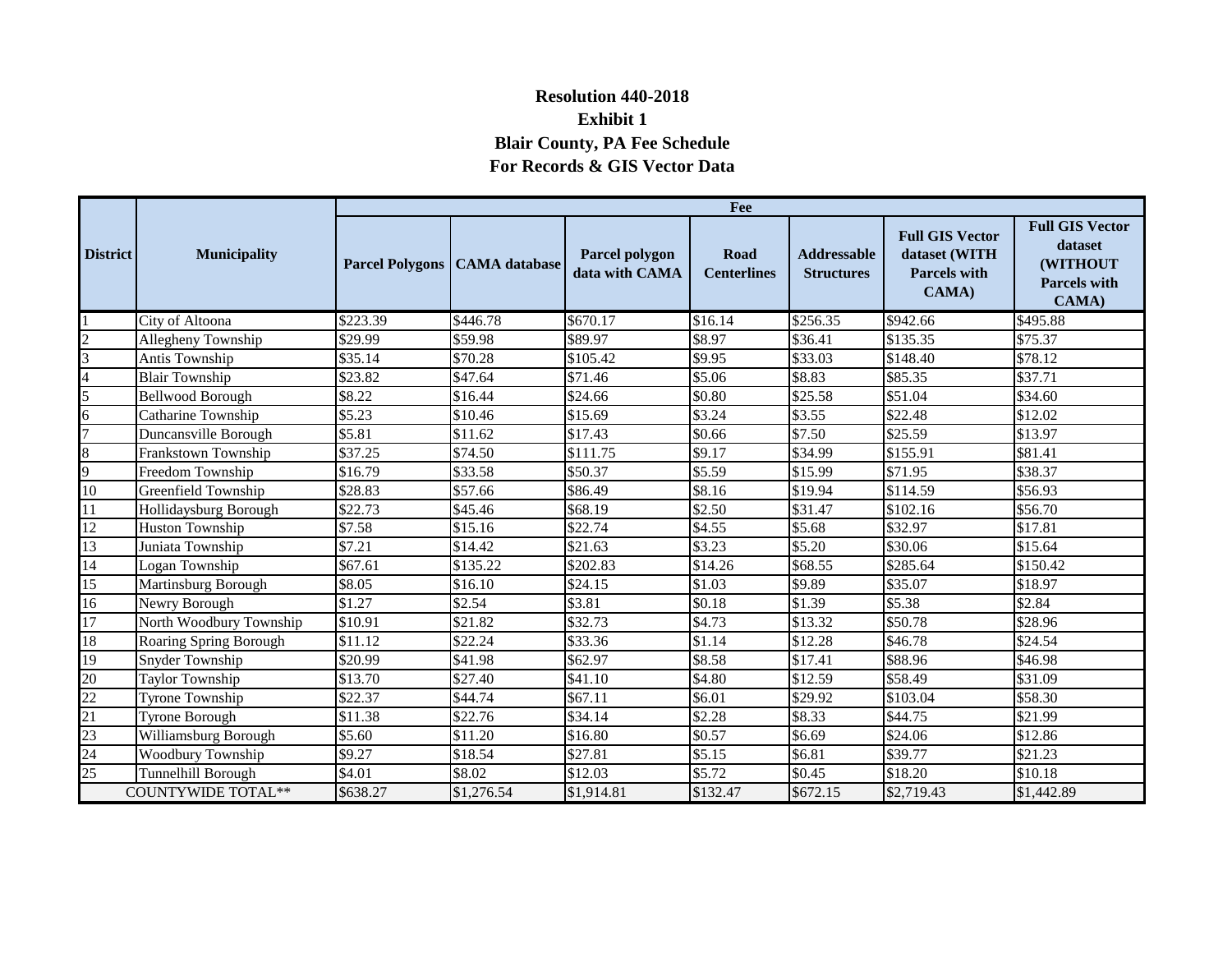**Resolution 440-2018**

**Exhibit 1**

**Blair County, PA Fee Schedule**

**For Records & GIS Vector Data**

| District | Municipality | Fee | | | | | | |
|---|---|---|---|---|---|---|---|---|
| | | Parcel Polygons | CAMA database | Parcel polygon data with CAMA | Road Centerlines | Addressable Structures | Full GIS Vector dataset (WITH Parcels with CAMA) | Full GIS Vector dataset (WITHOUT Parcels with CAMA) |
| 1 | City of Altoona | $223.39 | $446.78 | $670.17 | $16.14 | $256.35 | $942.66 | $495.88 |
| 2 | Allegheny Township | $29.99 | $59.98 | $89.97 | $8.97 | $36.41 | $135.35 | $75.37 |
| 3 | Antis Township | $35.14 | $70.28 | $105.42 | $9.95 | $33.03 | $148.40 | $78.12 |
| 4 | Blair Township | $23.82 | $47.64 | $71.46 | $5.06 | $8.83 | $85.35 | $37.71 |
| 5 | Bellwood Borough | $8.22 | $16.44 | $24.66 | $0.80 | $25.58 | $51.04 | $34.60 |
| 6 | Catharine Township | $5.23 | $10.46 | $15.69 | $3.24 | $3.55 | $22.48 | $12.02 |
| 7 | Duncansville Borough | $5.81 | $11.62 | $17.43 | $0.66 | $7.50 | $25.59 | $13.97 |
| 8 | Frankstown Township | $37.25 | $74.50 | $111.75 | $9.17 | $34.99 | $155.91 | $81.41 |
| 9 | Freedom Township | $16.79 | $33.58 | $50.37 | $5.59 | $15.99 | $71.95 | $38.37 |
| 10 | Greenfield Township | $28.83 | $57.66 | $86.49 | $8.16 | $19.94 | $114.59 | $56.93 |
| 11 | Hollidaysburg Borough | $22.73 | $45.46 | $68.19 | $2.50 | $31.47 | $102.16 | $56.70 |
| 12 | Huston Township | $7.58 | $15.16 | $22.74 | $4.55 | $5.68 | $32.97 | $17.81 |
| 13 | Juniata Township | $7.21 | $14.42 | $21.63 | $3.23 | $5.20 | $30.06 | $15.64 |
| 14 | Logan Township | $67.61 | $135.22 | $202.83 | $14.26 | $68.55 | $285.64 | $150.42 |
| 15 | Martinsburg Borough | $8.05 | $16.10 | $24.15 | $1.03 | $9.89 | $35.07 | $18.97 |
| 16 | Newry Borough | $1.27 | $2.54 | $3.81 | $0.18 | $1.39 | $5.38 | $2.84 |
| 17 | North Woodbury Township | $10.91 | $21.82 | $32.73 | $4.73 | $13.32 | $50.78 | $28.96 |
| 18 | Roaring Spring Borough | $11.12 | $22.24 | $33.36 | $1.14 | $12.28 | $46.78 | $24.54 |
| 19 | Snyder Township | $20.99 | $41.98 | $62.97 | $8.58 | $17.41 | $88.96 | $46.98 |
| 20 | Taylor Township | $13.70 | $27.40 | $41.10 | $4.80 | $12.59 | $58.49 | $31.09 |
| 22 | Tyrone Township | $22.37 | $44.74 | $67.11 | $6.01 | $29.92 | $103.04 | $58.30 |
| 21 | Tyrone Borough | $11.38 | $22.76 | $34.14 | $2.28 | $8.33 | $44.75 | $21.99 |
| 23 | Williamsburg Borough | $5.60 | $11.20 | $16.80 | $0.57 | $6.69 | $24.06 | $12.86 |
| 24 | Woodbury Township | $9.27 | $18.54 | $27.81 | $5.15 | $6.81 | $39.77 | $21.23 |
| 25 | Tunnelhill Borough | $4.01 | $8.02 | $12.03 | $5.72 | $0.45 | $18.20 | $10.18 |
| COUNTYWIDE TOTAL** | | $638.27 | $1,276.54 | $1,914.81 | $132.47 | $672.15 | $2,719.43 | $1,442.89 |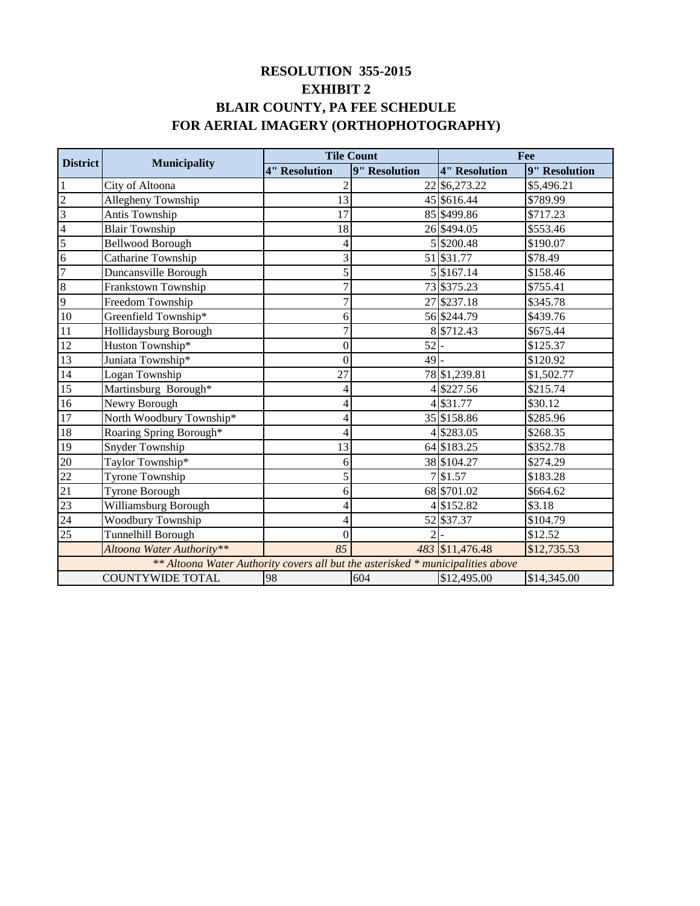# RESOLUTION 355-2015
# EXHIBIT 2
# BLAIR COUNTY, PA FEE SCHEDULE
# FOR AERIAL IMAGERY (ORTHOPHOTOGRAPHY)

| District | Municipality | Tile Count | | Fee | |
|---|---|---|---|---|---|
| | | 4" Resolution | 9" Resolution | 4" Resolution | 9" Resolution |
| 1 | City of Altoona | 2 | 22 | $6,273.22 | $5,496.21 |
| 2 | Allegheny Township | 13 | 45 | $616.44 | $789.99 |
| 3 | Antis Township | 17 | 85 | $499.86 | $717.23 |
| 4 | Blair Township | 18 | 26 | $494.05 | $553.46 |
| 5 | Bellwood Borough | 4 | 5 | $200.48 | $190.07 |
| 6 | Catharine Township | 3 | 51 | $31.77 | $78.49 |
| 7 | Duncansville Borough | 5 | 5 | $167.14 | $158.46 |
| 8 | Frankstown Township | 7 | 73 | $375.23 | $755.41 |
| 9 | Freedom Township | 7 | 27 | $237.18 | $345.78 |
| 10 | Greenfield Township* | 6 | 56 | $244.79 | $439.76 |
| 11 | Hollidaysburg Borough | 7 | 8 | $712.43 | $675.44 |
| 12 | Huston Township* | 0 | 52 | - | $125.37 |
| 13 | Juniata Township* | 0 | 49 | - | $120.92 |
| 14 | Logan Township | 27 | 78 | $1,239.81 | $1,502.77 |
| 15 | Martinsburg Borough* | 4 | 4 | $227.56 | $215.74 |
| 16 | Newry Borough | 4 | 4 | $31.77 | $30.12 |
| 17 | North Woodbury Township* | 4 | 35 | $158.86 | $285.96 |
| 18 | Roaring Spring Borough* | 4 | 4 | $283.05 | $268.35 |
| 19 | Snyder Township | 13 | 64 | $183.25 | $352.78 |
| 20 | Taylor Township* | 6 | 38 | $104.27 | $274.29 |
| 22 | Tyrone Township | 5 | 7 | $1.57 | $183.28 |
| 21 | Tyrone Borough | 6 | 68 | $701.02 | $664.62 |
| 23 | Williamsburg Borough | 4 | 4 | $152.82 | $3.18 |
| 24 | Woodbury Township | 4 | 52 | $37.37 | $104.79 |
| 25 | Tunnelhill Borough | 0 | 2 | - | $12.52 |
| | *Altoona Water Authority*** | *85* | *483* | $11,476.48 | $12,735.53 |
| *** Altoona Water Authority covers all but the asterisked * municipalities above* | | | | | |
| COUNTYWIDE TOTAL | | 98 | 604 | $12,495.00 | $14,345.00 |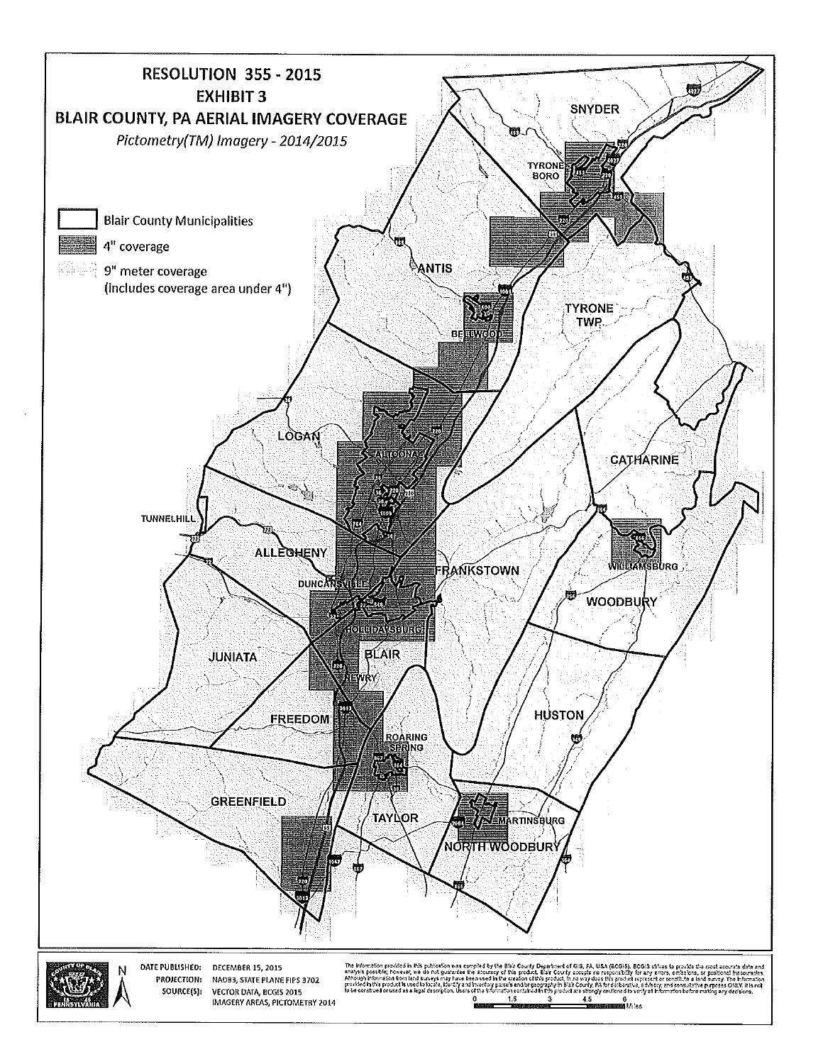# RESOLUTION 355 - 2015
## EXHIBIT 3
## BLAIR COUNTY, PA AERIAL IMAGERY COVERAGE

*Pictometry(TM) Imagery - 2014/2015*

- Blair County Municipalities
- 4" coverage
- 9" meter coverage (includes coverage area under 4")

SNYDER, TYRONE BORO, ANTIS, TYRONE TWP, BELLWOOD, LOGAN, ALTOONA, CATHARINE, TUNNELHILL, ALLEGHENY, FRANKSTOWN, WILLIAMSBURG, DUNCANSVILLE, WOODBURY, HOLLIDAYSBURG, JUNIATA, BLAIR, NEWRY, FREEDOM, HUSTON, ROARING SPRING, GREENFIELD, TAYLOR, MARTINSBURG, NORTH WOODBURY

**DATE PUBLISHED:** DECEMBER 15, 2015
**PROJECTION:** NAD83, STATE PLANE FIPS 3702
**SOURCE(S):** VECTOR DATA, BCGIS 2015; IMAGERY AREAS, PICTOMETRY 2014

The information provided in this publication was compiled by the Blair County Department of GIS, PA, USA (BCGIS). BCGIS strives to provide the most accurate data and analysis possible; however, we do not guarantee the accuracy of this product. Blair County accepts no responsibility for any errors, omissions, or positional inaccuracies. Although information from land surveys may have been used in the creation of this product, in no way does this product represent or constitute a land survey. The information provided in this product is used to locate, identify and inventory parcels and/or geography in Blair County, PA for deliberative, advisory, and consultative purposes ONLY. It is not to be construed or used as a legal description. Users of the information contained in this product are strongly cautioned to verify all information before making any decisions.

0 1.5 3 4.5 6 Miles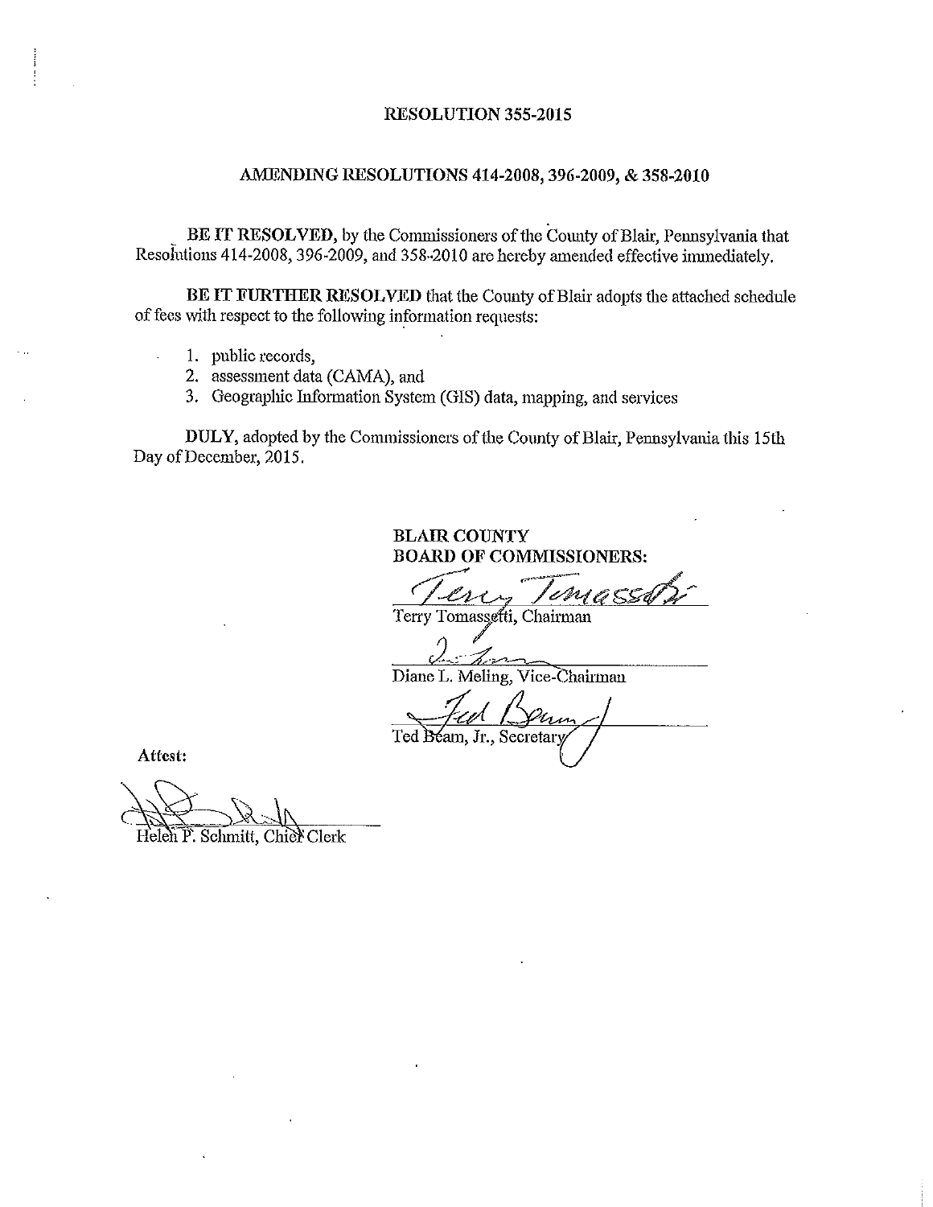# RESOLUTION 355-2015

## AMENDING RESOLUTIONS 414-2008, 396-2009, & 358-2010

**BE IT RESOLVED,** by the Commissioners of the County of Blair, Pennsylvania that Resolutions 414-2008, 396-2009, and 358-2010 are hereby amended effective immediately.

**BE IT FURTHER RESOLVED** that the County of Blair adopts the attached schedule of fees with respect to the following information requests:

1. public records,
2. assessment data (CAMA), and
3. Geographic Information System (GIS) data, mapping, and services

**DULY,** adopted by the Commissioners of the County of Blair, Pennsylvania this 15th Day of December, 2015.

**BLAIR COUNTY**
**BOARD OF COMMISSIONERS:**

Terry Tomassetti, Chairman

Diane L. Meling, Vice-Chairman

Ted Beam, Jr., Secretary

**Attest:**

Helen P. Schmitt, Chief Clerk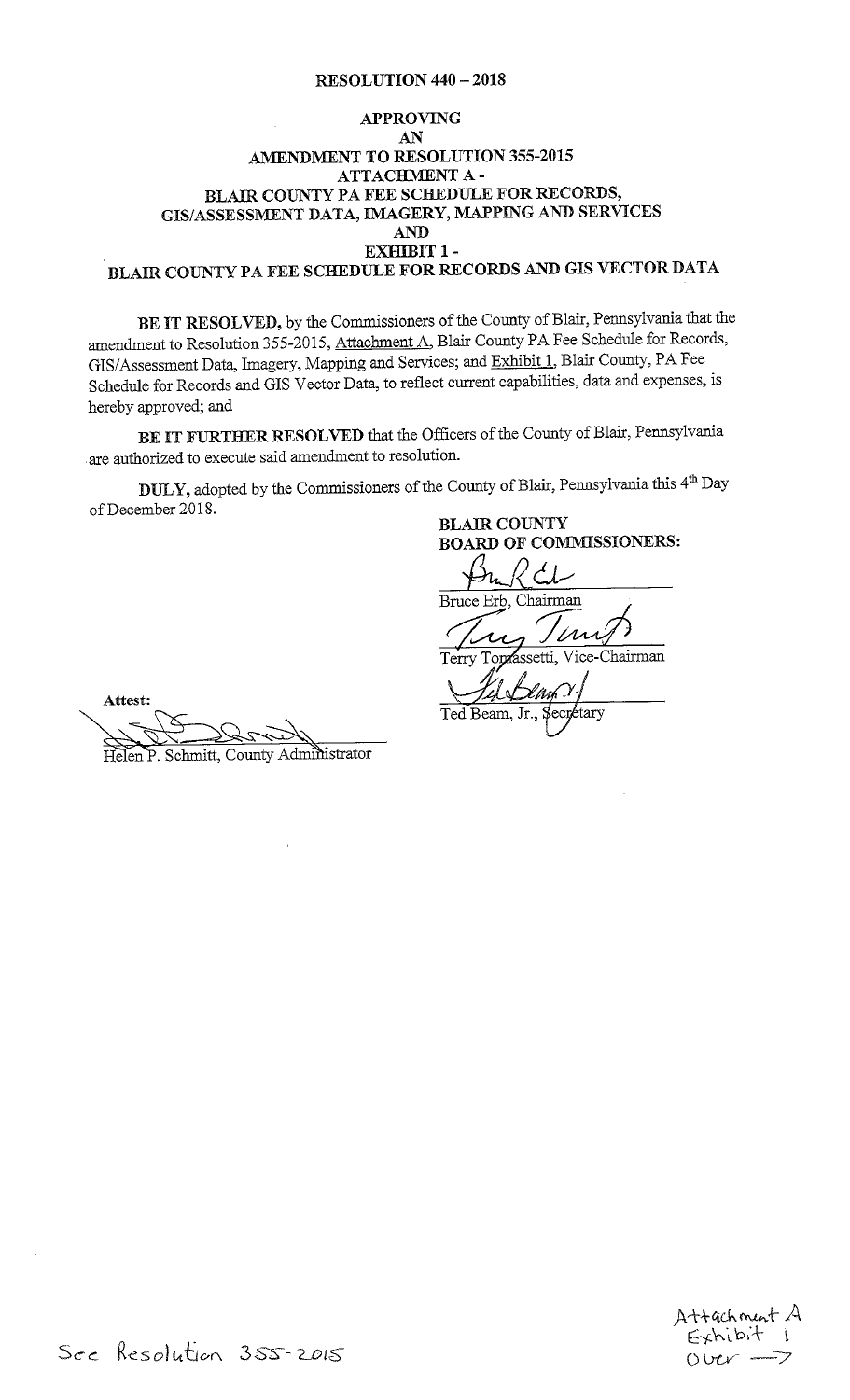# RESOLUTION 440 – 2018

## APPROVING AN AMENDMENT TO RESOLUTION 355-2015 ATTACHMENT A - BLAIR COUNTY PA FEE SCHEDULE FOR RECORDS, GIS/ASSESSMENT DATA, IMAGERY, MAPPING AND SERVICES AND EXHIBIT 1 - BLAIR COUNTY PA FEE SCHEDULE FOR RECORDS AND GIS VECTOR DATA

**BE IT RESOLVED,** by the Commissioners of the County of Blair, Pennsylvania that the amendment to Resolution 355-2015, Attachment A, Blair County PA Fee Schedule for Records, GIS/Assessment Data, Imagery, Mapping and Services; and Exhibit 1, Blair County, PA Fee Schedule for Records and GIS Vector Data, to reflect current capabilities, data and expenses, is hereby approved; and

**BE IT FURTHER RESOLVED** that the Officers of the County of Blair, Pennsylvania are authorized to execute said amendment to resolution.

**DULY,** adopted by the Commissioners of the County of Blair, Pennsylvania this 4th Day of December 2018.

**BLAIR COUNTY BOARD OF COMMISSIONERS:**

Bruce Erb, Chairman

Terry Tomassetti, Vice-Chairman

Ted Beam, Jr., Secretary

**Attest:**

Helen P. Schmitt, County Administrator

See Resolution 355-2015

Attachment A
Exhibit 1
Over →